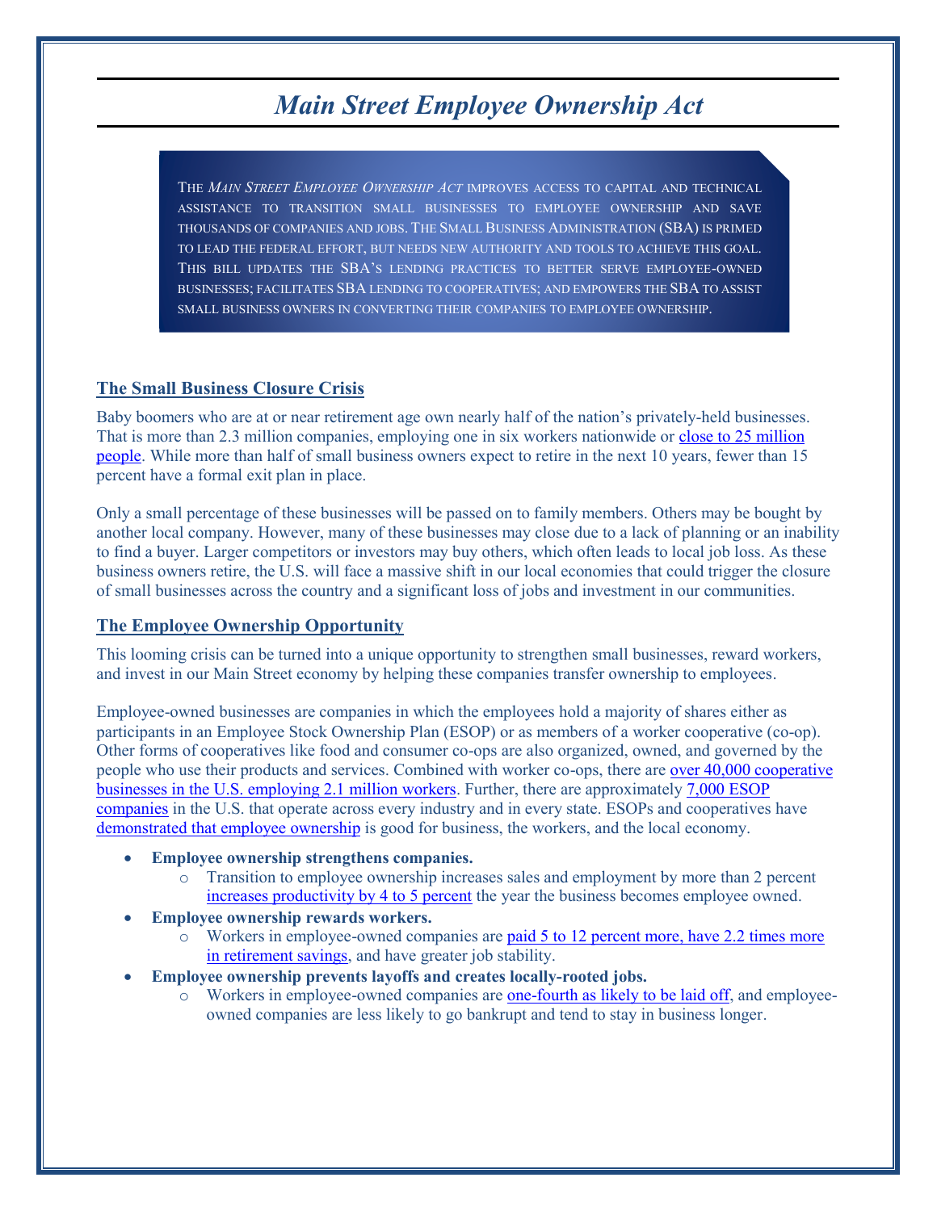# *Main Street Employee Ownership Act*

THE *MAIN STREET EMPLOYEE OWNERSHIP ACT* IMPROVES ACCESS TO CAPITAL AND TECHNICAL ASSISTANCE TO TRANSITION SMALL BUSINESSES TO EMPLOYEE OWNERSHIP AND SAVE THOUSANDS OF COMPANIES AND JOBS. THE SMALL BUSINESS ADMINISTRATION (SBA) IS PRIMED TO LEAD THE FEDERAL EFFORT, BUT NEEDS NEW AUTHORITY AND TOOLS TO ACHIEVE THIS GOAL. THIS BILL UPDATES THE SBA'S LENDING PRACTICES TO BETTER SERVE EMPLOYEE-OWNED BUSINESSES; FACILITATES SBA LENDING TO COOPERATIVES; AND EMPOWERS THE SBA TO ASSIST SMALL BUSINESS OWNERS IN CONVERTING THEIR COMPANIES TO EMPLOYEE OWNERSHIP.

## The Small Business Closure Crisis

Baby boomers who are at or near retirement age own nearly half of the nation's privately-held businesses. That is more than 2.3 million companies, employing one in six workers nationwide or close to 25 million people. While more than half of small business owners expect to retire in the next 10 years, fewer than 15 percent have a formal exit plan in place.

Only a small percentage of these businesses will be passed on to family members. Others may be bought by another local company. However, many of these businesses may close due to a lack of planning or an inability to find a buyer. Larger competitors or investors may buy others, which often leads to local job loss. As these business owners retire, the U.S. will face a massive shift in our local economies that could trigger the closure of small businesses across the country and a significant loss of jobs and investment in our communities.

## The Employee Ownership Opportunity

This looming crisis can be turned into a unique opportunity to strengthen small businesses, reward workers, and invest in our Main Street economy by helping these companies transfer ownership to employees.

Employee-owned businesses are companies in which the employees hold a majority of shares either as participants in an Employee Stock Ownership Plan (ESOP) or as members of a worker cooperative (co-op). Other forms of cooperatives like food and consumer co-ops are also organized, owned, and governed by the people who use their products and services. Combined with worker co-ops, there are over 40,000 cooperative businesses in the U.S. employing 2.1 million workers. Further, there are approximately 7,000 ESOP companies in the U.S. that operate across every industry and in every state. ESOPs and cooperatives have demonstrated that employee ownership is good for business, the workers, and the local economy.

- **Employee ownership strengthens companies.**
  - Transition to employee ownership increases sales and employment by more than 2 percent increases productivity by 4 to 5 percent the year the business becomes employee owned.
- **Employee ownership rewards workers.**
  - Workers in employee-owned companies are paid 5 to 12 percent more, have 2.2 times more in retirement savings, and have greater job stability.
- **Employee ownership prevents layoffs and creates locally-rooted jobs.**
  - Workers in employee-owned companies are one-fourth as likely to be laid off, and employee-owned companies are less likely to go bankrupt and tend to stay in business longer.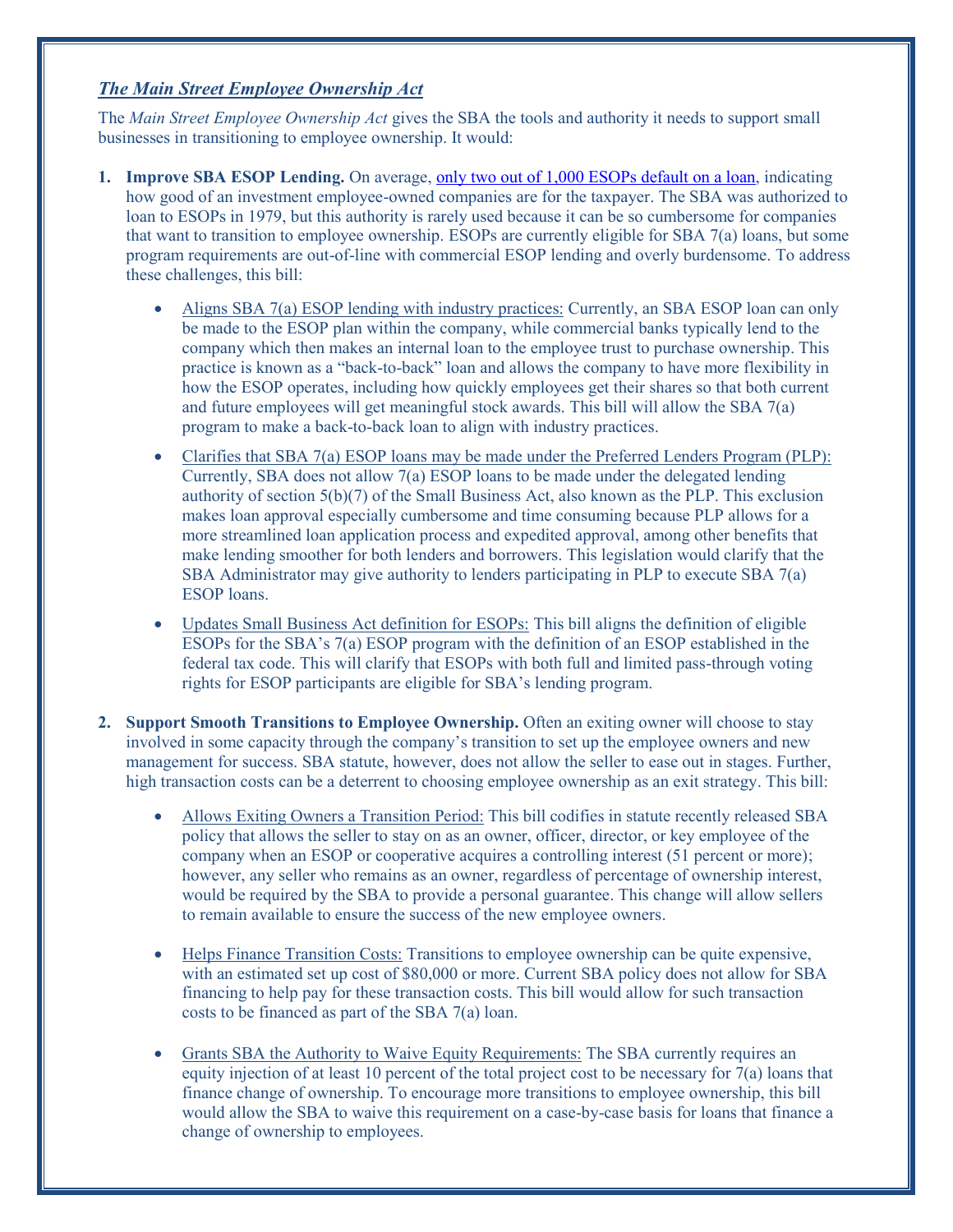## ***The Main Street Employee Ownership Act***

The *Main Street Employee Ownership Act* gives the SBA the tools and authority it needs to support small businesses in transitioning to employee ownership. It would:

1. **Improve SBA ESOP Lending.** On average, only two out of 1,000 ESOPs default on a loan, indicating how good of an investment employee-owned companies are for the taxpayer. The SBA was authorized to loan to ESOPs in 1979, but this authority is rarely used because it can be so cumbersome for companies that want to transition to employee ownership. ESOPs are currently eligible for SBA 7(a) loans, but some program requirements are out-of-line with commercial ESOP lending and overly burdensome. To address these challenges, this bill:

    - Aligns SBA 7(a) ESOP lending with industry practices: Currently, an SBA ESOP loan can only be made to the ESOP plan within the company, while commercial banks typically lend to the company which then makes an internal loan to the employee trust to purchase ownership. This practice is known as a "back-to-back" loan and allows the company to have more flexibility in how the ESOP operates, including how quickly employees get their shares so that both current and future employees will get meaningful stock awards. This bill will allow the SBA 7(a) program to make a back-to-back loan to align with industry practices.

    - Clarifies that SBA 7(a) ESOP loans may be made under the Preferred Lenders Program (PLP): Currently, SBA does not allow 7(a) ESOP loans to be made under the delegated lending authority of section 5(b)(7) of the Small Business Act, also known as the PLP. This exclusion makes loan approval especially cumbersome and time consuming because PLP allows for a more streamlined loan application process and expedited approval, among other benefits that make lending smoother for both lenders and borrowers. This legislation would clarify that the SBA Administrator may give authority to lenders participating in PLP to execute SBA 7(a) ESOP loans.

    - Updates Small Business Act definition for ESOPs: This bill aligns the definition of eligible ESOPs for the SBA's 7(a) ESOP program with the definition of an ESOP established in the federal tax code. This will clarify that ESOPs with both full and limited pass-through voting rights for ESOP participants are eligible for SBA's lending program.

2. **Support Smooth Transitions to Employee Ownership.** Often an exiting owner will choose to stay involved in some capacity through the company's transition to set up the employee owners and new management for success. SBA statute, however, does not allow the seller to ease out in stages. Further, high transaction costs can be a deterrent to choosing employee ownership as an exit strategy. This bill:

    - Allows Exiting Owners a Transition Period: This bill codifies in statute recently released SBA policy that allows the seller to stay on as an owner, officer, director, or key employee of the company when an ESOP or cooperative acquires a controlling interest (51 percent or more); however, any seller who remains as an owner, regardless of percentage of ownership interest, would be required by the SBA to provide a personal guarantee. This change will allow sellers to remain available to ensure the success of the new employee owners.

    - Helps Finance Transition Costs: Transitions to employee ownership can be quite expensive, with an estimated set up cost of $80,000 or more. Current SBA policy does not allow for SBA financing to help pay for these transaction costs. This bill would allow for such transaction costs to be financed as part of the SBA 7(a) loan.

    - Grants SBA the Authority to Waive Equity Requirements: The SBA currently requires an equity injection of at least 10 percent of the total project cost to be necessary for 7(a) loans that finance change of ownership. To encourage more transitions to employee ownership, this bill would allow the SBA to waive this requirement on a case-by-case basis for loans that finance a change of ownership to employees.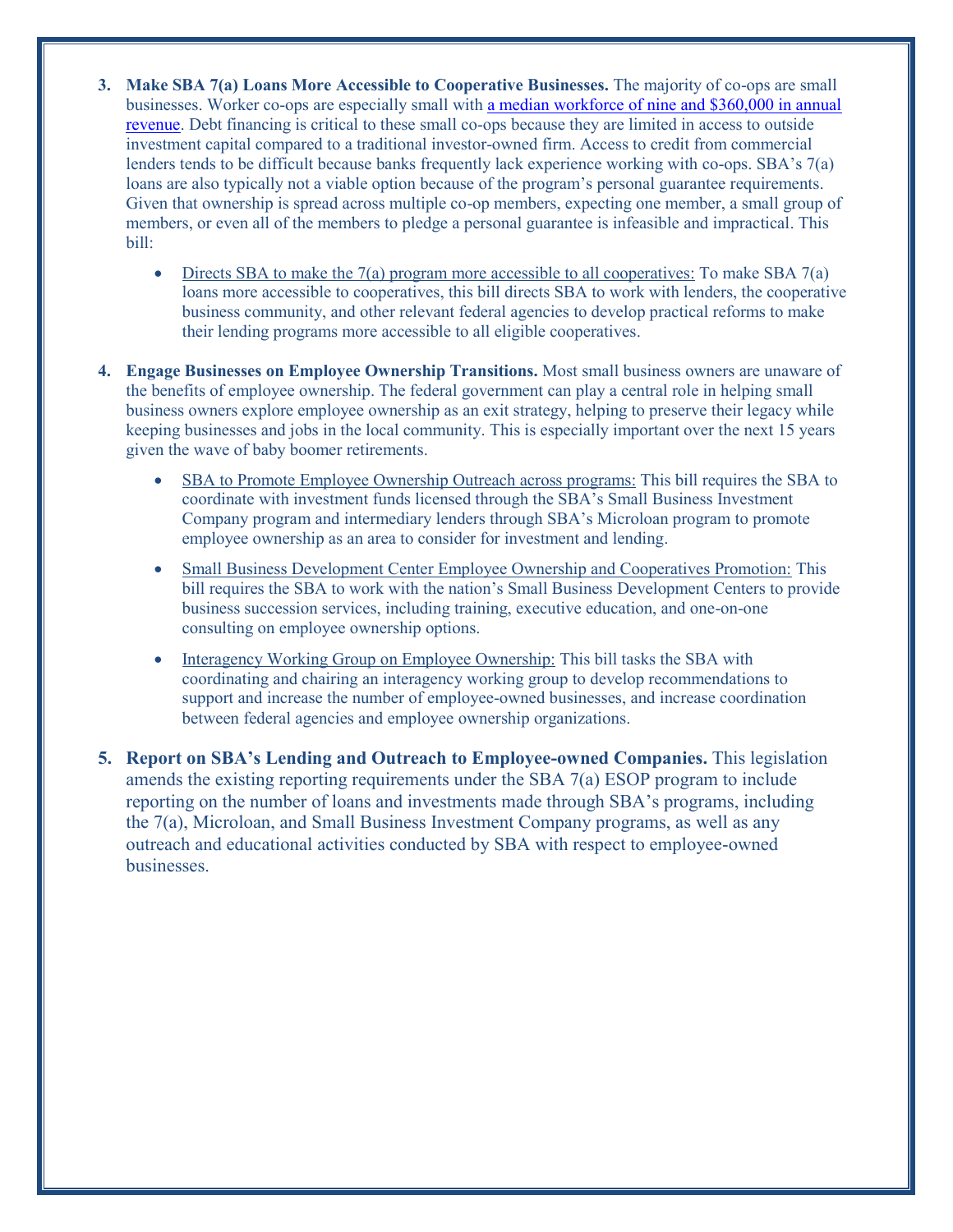3. **Make SBA 7(a) Loans More Accessible to Cooperative Businesses.** The majority of co-ops are small businesses. Worker co-ops are especially small with a median workforce of nine and $360,000 in annual revenue. Debt financing is critical to these small co-ops because they are limited in access to outside investment capital compared to a traditional investor-owned firm. Access to credit from commercial lenders tends to be difficult because banks frequently lack experience working with co-ops. SBA's 7(a) loans are also typically not a viable option because of the program's personal guarantee requirements. Given that ownership is spread across multiple co-op members, expecting one member, a small group of members, or even all of the members to pledge a personal guarantee is infeasible and impractical. This bill:

   - Directs SBA to make the 7(a) program more accessible to all cooperatives: To make SBA 7(a) loans more accessible to cooperatives, this bill directs SBA to work with lenders, the cooperative business community, and other relevant federal agencies to develop practical reforms to make their lending programs more accessible to all eligible cooperatives.

4. **Engage Businesses on Employee Ownership Transitions.** Most small business owners are unaware of the benefits of employee ownership. The federal government can play a central role in helping small business owners explore employee ownership as an exit strategy, helping to preserve their legacy while keeping businesses and jobs in the local community. This is especially important over the next 15 years given the wave of baby boomer retirements.

   - SBA to Promote Employee Ownership Outreach across programs: This bill requires the SBA to coordinate with investment funds licensed through the SBA's Small Business Investment Company program and intermediary lenders through SBA's Microloan program to promote employee ownership as an area to consider for investment and lending.

   - Small Business Development Center Employee Ownership and Cooperatives Promotion: This bill requires the SBA to work with the nation's Small Business Development Centers to provide business succession services, including training, executive education, and one-on-one consulting on employee ownership options.

   - Interagency Working Group on Employee Ownership: This bill tasks the SBA with coordinating and chairing an interagency working group to develop recommendations to support and increase the number of employee-owned businesses, and increase coordination between federal agencies and employee ownership organizations.

5. **Report on SBA's Lending and Outreach to Employee-owned Companies.** This legislation amends the existing reporting requirements under the SBA 7(a) ESOP program to include reporting on the number of loans and investments made through SBA's programs, including the 7(a), Microloan, and Small Business Investment Company programs, as well as any outreach and educational activities conducted by SBA with respect to employee-owned businesses.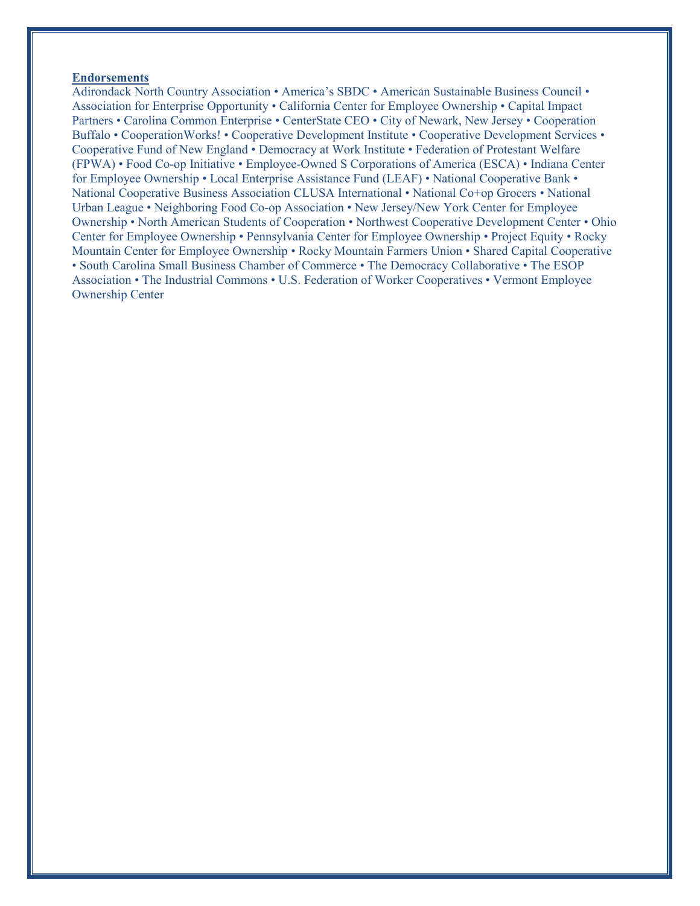**Endorsements**

Adirondack North Country Association • America's SBDC • American Sustainable Business Council • Association for Enterprise Opportunity • California Center for Employee Ownership • Capital Impact Partners • Carolina Common Enterprise • CenterState CEO • City of Newark, New Jersey • Cooperation Buffalo • CooperationWorks! • Cooperative Development Institute • Cooperative Development Services • Cooperative Fund of New England • Democracy at Work Institute • Federation of Protestant Welfare (FPWA) • Food Co-op Initiative • Employee-Owned S Corporations of America (ESCA) • Indiana Center for Employee Ownership • Local Enterprise Assistance Fund (LEAF) • National Cooperative Bank • National Cooperative Business Association CLUSA International • National Co+op Grocers • National Urban League • Neighboring Food Co-op Association • New Jersey/New York Center for Employee Ownership • North American Students of Cooperation • Northwest Cooperative Development Center • Ohio Center for Employee Ownership • Pennsylvania Center for Employee Ownership • Project Equity • Rocky Mountain Center for Employee Ownership • Rocky Mountain Farmers Union • Shared Capital Cooperative • South Carolina Small Business Chamber of Commerce • The Democracy Collaborative • The ESOP Association • The Industrial Commons • U.S. Federation of Worker Cooperatives • Vermont Employee Ownership Center